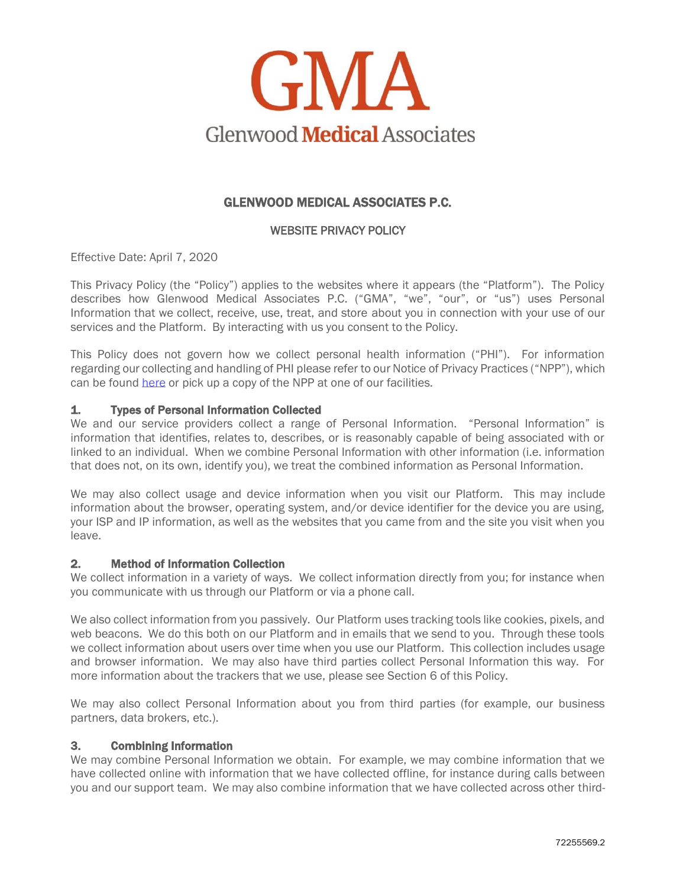# GMA

Glenwood Medical Associates

## GLENWOOD MEDICAL ASSOCIATES P.C.

### WEBSITE PRIVACY POLICY

Effective Date: April 7, 2020

This Privacy Policy (the "Policy") applies to the websites where it appears (the "Platform"). The Policy describes how Glenwood Medical Associates P.C. ("GMA", "we", "our", or "us") uses Personal Information that we collect, receive, use, treat, and store about you in connection with your use of our services and the Platform. By interacting with us you consent to the Policy.

This Policy does not govern how we collect personal health information ("PHI"). For information regarding our collecting and handling of PHI please refer to our Notice of Privacy Practices ("NPP"), which can be found here or pick up a copy of the NPP at one of our facilities.

### 1. Types of Personal Information Collected

We and our service providers collect a range of Personal Information. "Personal Information" is information that identifies, relates to, describes, or is reasonably capable of being associated with or linked to an individual. When we combine Personal Information with other information (i.e. information that does not, on its own, identify you), we treat the combined information as Personal Information.

We may also collect usage and device information when you visit our Platform. This may include information about the browser, operating system, and/or device identifier for the device you are using, your ISP and IP information, as well as the websites that you came from and the site you visit when you leave.

### 2. Method of Information Collection

We collect information in a variety of ways. We collect information directly from you; for instance when you communicate with us through our Platform or via a phone call.

We also collect information from you passively. Our Platform uses tracking tools like cookies, pixels, and web beacons. We do this both on our Platform and in emails that we send to you. Through these tools we collect information about users over time when you use our Platform. This collection includes usage and browser information. We may also have third parties collect Personal Information this way. For more information about the trackers that we use, please see Section 6 of this Policy.

We may also collect Personal Information about you from third parties (for example, our business partners, data brokers, etc.).

### 3. Combining Information

We may combine Personal Information we obtain. For example, we may combine information that we have collected online with information that we have collected offline, for instance during calls between you and our support team. We may also combine information that we have collected across other third-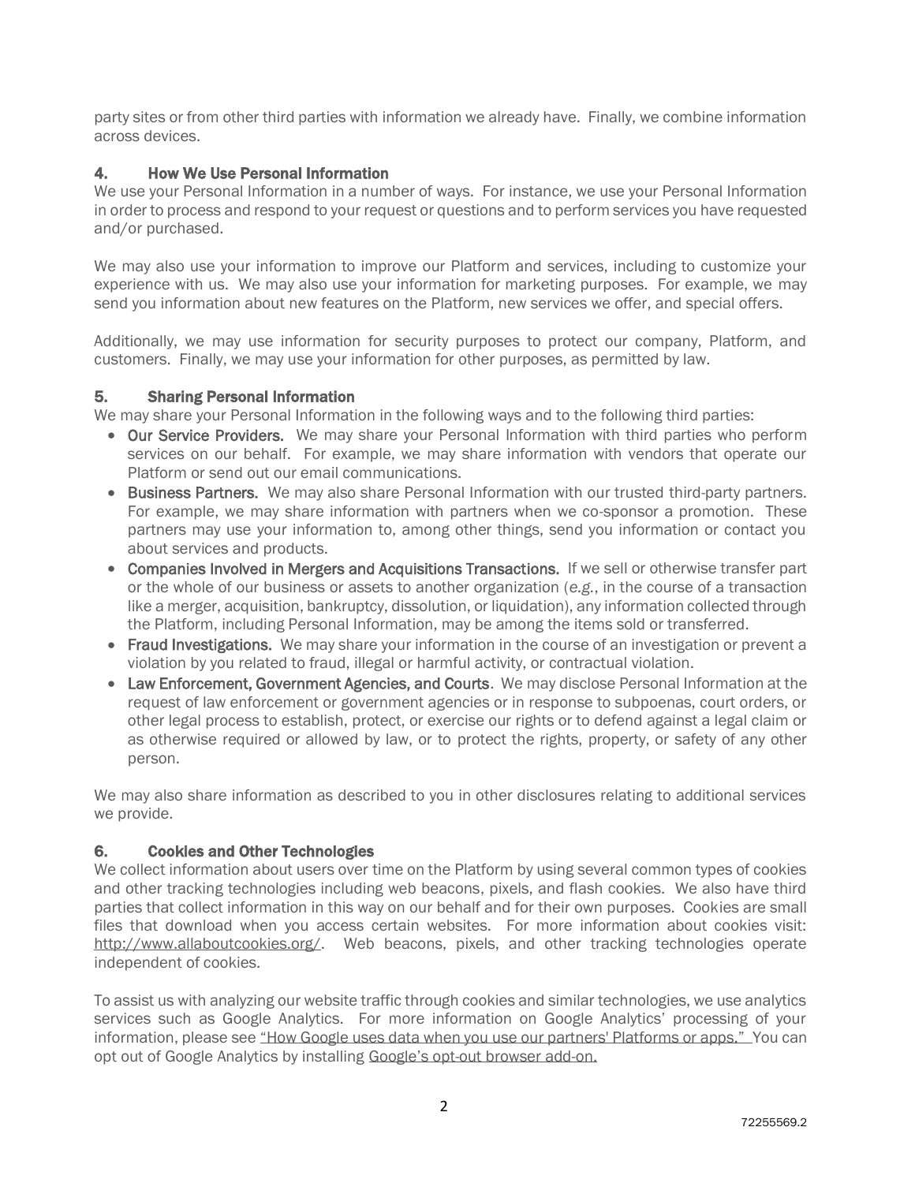party sites or from other third parties with information we already have. Finally, we combine information across devices.

## 4. How We Use Personal Information

We use your Personal Information in a number of ways. For instance, we use your Personal Information in order to process and respond to your request or questions and to perform services you have requested and/or purchased.

We may also use your information to improve our Platform and services, including to customize your experience with us. We may also use your information for marketing purposes. For example, we may send you information about new features on the Platform, new services we offer, and special offers.

Additionally, we may use information for security purposes to protect our company, Platform, and customers. Finally, we may use your information for other purposes, as permitted by law.

## 5. Sharing Personal Information

We may share your Personal Information in the following ways and to the following third parties:

- **Our Service Providers.** We may share your Personal Information with third parties who perform services on our behalf. For example, we may share information with vendors that operate our Platform or send out our email communications.
- **Business Partners.** We may also share Personal Information with our trusted third-party partners. For example, we may share information with partners when we co-sponsor a promotion. These partners may use your information to, among other things, send you information or contact you about services and products.
- **Companies Involved in Mergers and Acquisitions Transactions.** If we sell or otherwise transfer part or the whole of our business or assets to another organization (*e.g.*, in the course of a transaction like a merger, acquisition, bankruptcy, dissolution, or liquidation), any information collected through the Platform, including Personal Information, may be among the items sold or transferred.
- **Fraud Investigations.** We may share your information in the course of an investigation or prevent a violation by you related to fraud, illegal or harmful activity, or contractual violation.
- **Law Enforcement, Government Agencies, and Courts**. We may disclose Personal Information at the request of law enforcement or government agencies or in response to subpoenas, court orders, or other legal process to establish, protect, or exercise our rights or to defend against a legal claim or as otherwise required or allowed by law, or to protect the rights, property, or safety of any other person.

We may also share information as described to you in other disclosures relating to additional services we provide.

## 6. Cookies and Other Technologies

We collect information about users over time on the Platform by using several common types of cookies and other tracking technologies including web beacons, pixels, and flash cookies. We also have third parties that collect information in this way on our behalf and for their own purposes. Cookies are small files that download when you access certain websites. For more information about cookies visit: http://www.allaboutcookies.org/. Web beacons, pixels, and other tracking technologies operate independent of cookies.

To assist us with analyzing our website traffic through cookies and similar technologies, we use analytics services such as Google Analytics. For more information on Google Analytics' processing of your information, please see "How Google uses data when you use our partners' Platforms or apps." You can opt out of Google Analytics by installing Google's opt-out browser add-on.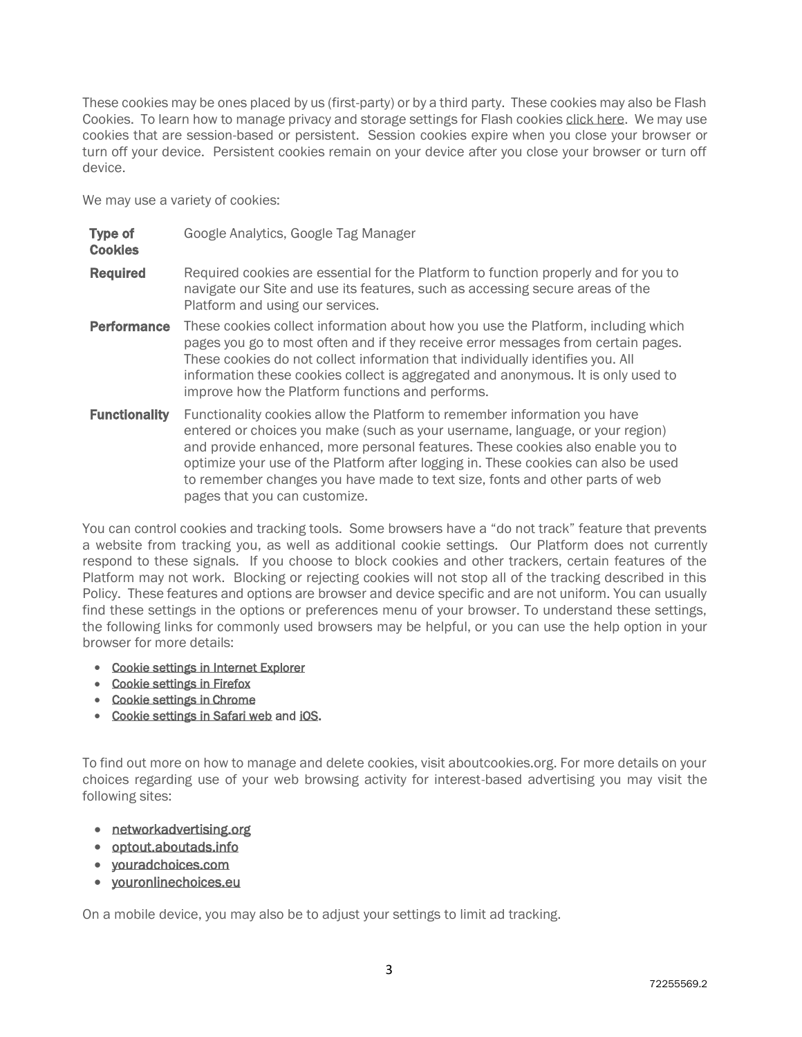These cookies may be ones placed by us (first-party) or by a third party. These cookies may also be Flash Cookies. To learn how to manage privacy and storage settings for Flash cookies click here. We may use cookies that are session-based or persistent. Session cookies expire when you close your browser or turn off your device. Persistent cookies remain on your device after you close your browser or turn off device.

We may use a variety of cookies:

| **Type of Cookies** | Google Analytics, Google Tag Manager |
|---|---|
| **Required** | Required cookies are essential for the Platform to function properly and for you to navigate our Site and use its features, such as accessing secure areas of the Platform and using our services. |
| **Performance** | These cookies collect information about how you use the Platform, including which pages you go to most often and if they receive error messages from certain pages. These cookies do not collect information that individually identifies you. All information these cookies collect is aggregated and anonymous. It is only used to improve how the Platform functions and performs. |
| **Functionality** | Functionality cookies allow the Platform to remember information you have entered or choices you make (such as your username, language, or your region) and provide enhanced, more personal features. These cookies also enable you to optimize your use of the Platform after logging in. These cookies can also be used to remember changes you have made to text size, fonts and other parts of web pages that you can customize. |

You can control cookies and tracking tools. Some browsers have a "do not track" feature that prevents a website from tracking you, as well as additional cookie settings. Our Platform does not currently respond to these signals. If you choose to block cookies and other trackers, certain features of the Platform may not work. Blocking or rejecting cookies will not stop all of the tracking described in this Policy. These features and options are browser and device specific and are not uniform. You can usually find these settings in the options or preferences menu of your browser. To understand these settings, the following links for commonly used browsers may be helpful, or you can use the help option in your browser for more details:

- Cookie settings in Internet Explorer
- Cookie settings in Firefox
- Cookie settings in Chrome
- Cookie settings in Safari web and iOS.

To find out more on how to manage and delete cookies, visit aboutcookies.org. For more details on your choices regarding use of your web browsing activity for interest-based advertising you may visit the following sites:

- networkadvertising.org
- optout.aboutads.info
- youradchoices.com
- youronlinechoices.eu

On a mobile device, you may also be to adjust your settings to limit ad tracking.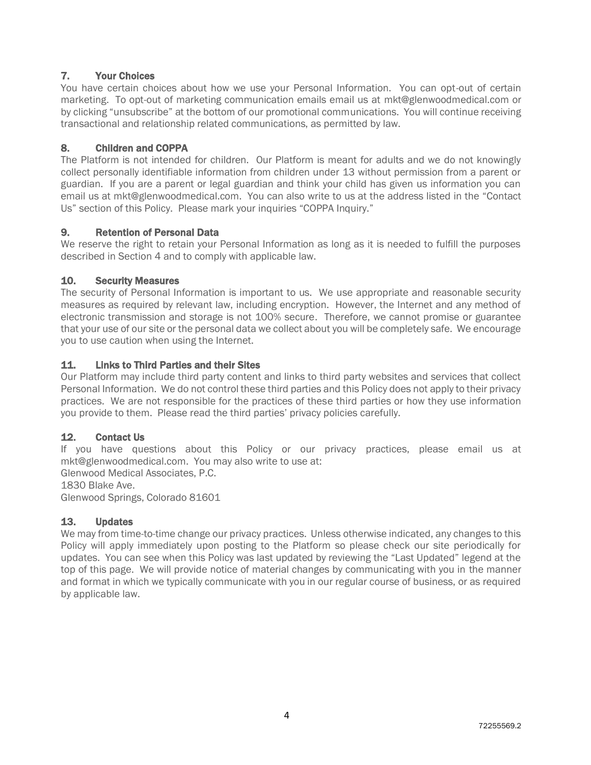## 7. Your Choices

You have certain choices about how we use your Personal Information. You can opt-out of certain marketing. To opt-out of marketing communication emails email us at mkt@glenwoodmedical.com or by clicking "unsubscribe" at the bottom of our promotional communications. You will continue receiving transactional and relationship related communications, as permitted by law.

## 8. Children and COPPA

The Platform is not intended for children. Our Platform is meant for adults and we do not knowingly collect personally identifiable information from children under 13 without permission from a parent or guardian. If you are a parent or legal guardian and think your child has given us information you can email us at mkt@glenwoodmedical.com. You can also write to us at the address listed in the "Contact Us" section of this Policy. Please mark your inquiries "COPPA Inquiry."

## 9. Retention of Personal Data

We reserve the right to retain your Personal Information as long as it is needed to fulfill the purposes described in Section 4 and to comply with applicable law.

## 10. Security Measures

The security of Personal Information is important to us. We use appropriate and reasonable security measures as required by relevant law, including encryption. However, the Internet and any method of electronic transmission and storage is not 100% secure. Therefore, we cannot promise or guarantee that your use of our site or the personal data we collect about you will be completely safe. We encourage you to use caution when using the Internet.

## 11. Links to Third Parties and their Sites

Our Platform may include third party content and links to third party websites and services that collect Personal Information. We do not control these third parties and this Policy does not apply to their privacy practices. We are not responsible for the practices of these third parties or how they use information you provide to them. Please read the third parties' privacy policies carefully.

## 12. Contact Us

If you have questions about this Policy or our privacy practices, please email us at mkt@glenwoodmedical.com. You may also write to use at:
Glenwood Medical Associates, P.C.
1830 Blake Ave.
Glenwood Springs, Colorado 81601

## 13. Updates

We may from time-to-time change our privacy practices. Unless otherwise indicated, any changes to this Policy will apply immediately upon posting to the Platform so please check our site periodically for updates. You can see when this Policy was last updated by reviewing the "Last Updated" legend at the top of this page. We will provide notice of material changes by communicating with you in the manner and format in which we typically communicate with you in our regular course of business, or as required by applicable law.

72255569.2